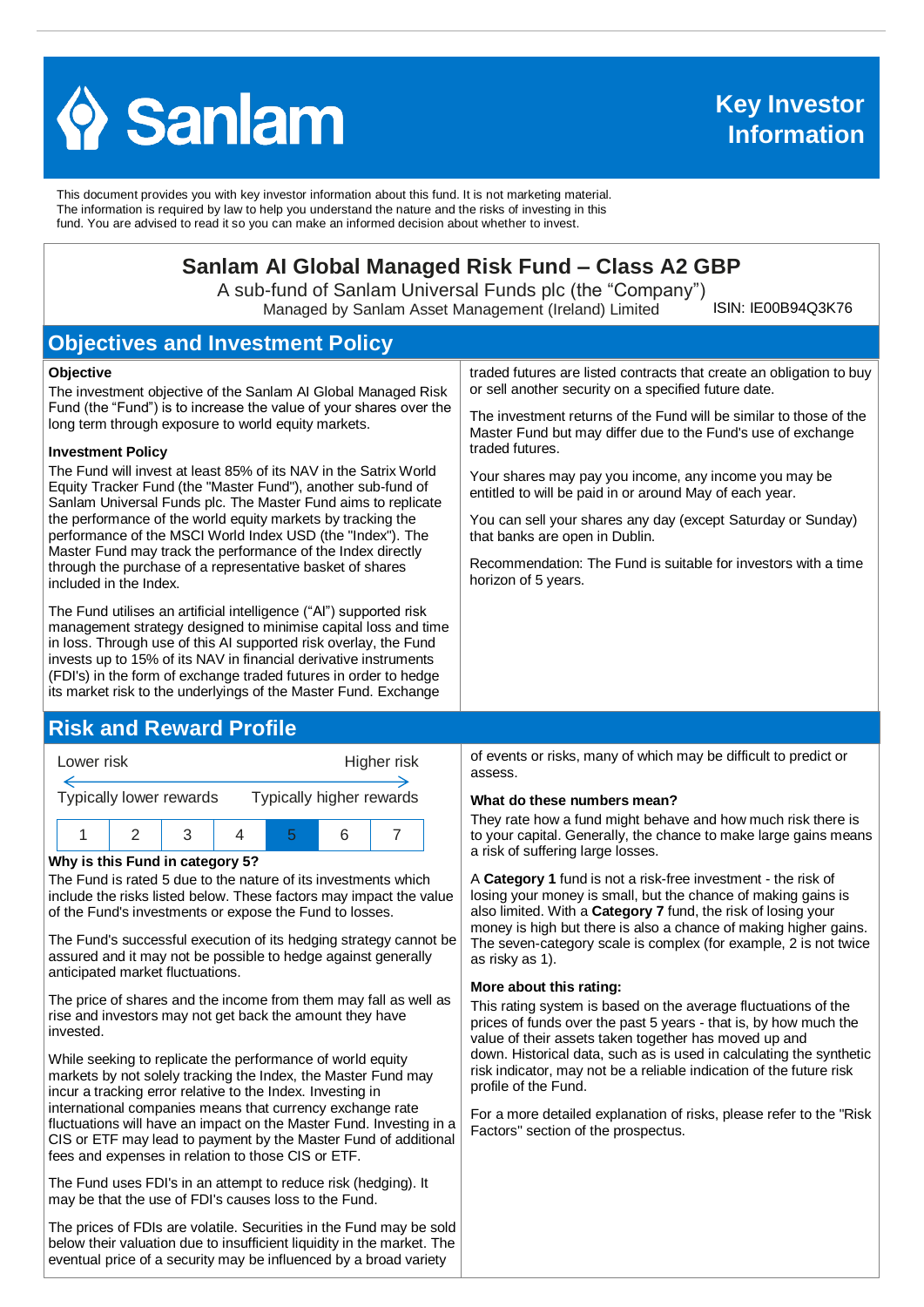# Sanlam

**Key Investor Information**

This document provides you with key investor information about this fund. It is not marketing material. The information is required by law to help you understand the nature and the risks of investing in this fund. You are advised to read it so you can make an informed decision about whether to invest.

## Sanlam AI Global Managed Risk Fund – Class A2 GBP

A sub-fund of Sanlam Universal Funds plc (the "Company")

Managed by Sanlam Asset Management (Ireland) Limited ISIN: IE00B94Q3K76

## Objectives and Investment Policy

**Objective**

The investment objective of the Sanlam AI Global Managed Risk Fund (the "Fund") is to increase the value of your shares over the long term through exposure to world equity markets.

**Investment Policy**

The Fund will invest at least 85% of its NAV in the Satrix World Equity Tracker Fund (the "Master Fund"), another sub-fund of Sanlam Universal Funds plc. The Master Fund aims to replicate the performance of the world equity markets by tracking the performance of the MSCI World Index USD (the "Index"). The Master Fund may track the performance of the Index directly through the purchase of a representative basket of shares included in the Index.

The Fund utilises an artificial intelligence ("AI") supported risk management strategy designed to minimise capital loss and time in loss. Through use of this AI supported risk overlay, the Fund invests up to 15% of its NAV in financial derivative instruments (FDI's) in the form of exchange traded futures in order to hedge its market risk to the underlyings of the Master Fund. Exchange traded futures are listed contracts that create an obligation to buy or sell another security on a specified future date.

The investment returns of the Fund will be similar to those of the Master Fund but may differ due to the Fund's use of exchange traded futures.

Your shares may pay you income, any income you may be entitled to will be paid in or around May of each year.

You can sell your shares any day (except Saturday or Sunday) that banks are open in Dublin.

Recommendation: The Fund is suitable for investors with a time horizon of 5 years.

## Risk and Reward Profile

| Lower risk | | | | | | Higher risk |
|---|---|---|---|---|---|---|
| Typically lower rewards | | | | | | Typically higher rewards |
| 1 | 2 | 3 | 4 | **5** | 6 | 7 |

**Why is this Fund in category 5?**

The Fund is rated 5 due to the nature of its investments which include the risks listed below. These factors may impact the value of the Fund's investments or expose the Fund to losses.

The Fund's successful execution of its hedging strategy cannot be assured and it may not be possible to hedge against generally anticipated market fluctuations.

The price of shares and the income from them may fall as well as rise and investors may not get back the amount they have invested.

While seeking to replicate the performance of world equity markets by not solely tracking the Index, the Master Fund may incur a tracking error relative to the Index. Investing in international companies means that currency exchange rate fluctuations will have an impact on the Master Fund. Investing in a CIS or ETF may lead to payment by the Master Fund of additional fees and expenses in relation to those CIS or ETF.

The Fund uses FDI's in an attempt to reduce risk (hedging). It may be that the use of FDI's causes loss to the Fund.

The prices of FDIs are volatile. Securities in the Fund may be sold below their valuation due to insufficient liquidity in the market. The eventual price of a security may be influenced by a broad variety of events or risks, many of which may be difficult to predict or assess.

**What do these numbers mean?**

They rate how a fund might behave and how much risk there is to your capital. Generally, the chance to make large gains means a risk of suffering large losses.

A **Category 1** fund is not a risk-free investment - the risk of losing your money is small, but the chance of making gains is also limited. With a **Category 7** fund, the risk of losing your money is high but there is also a chance of making higher gains. The seven-category scale is complex (for example, 2 is not twice as risky as 1).

**More about this rating:**

This rating system is based on the average fluctuations of the prices of funds over the past 5 years - that is, by how much the value of their assets taken together has moved up and down. Historical data, such as is used in calculating the synthetic risk indicator, may not be a reliable indication of the future risk profile of the Fund.

For a more detailed explanation of risks, please refer to the "Risk Factors" section of the prospectus.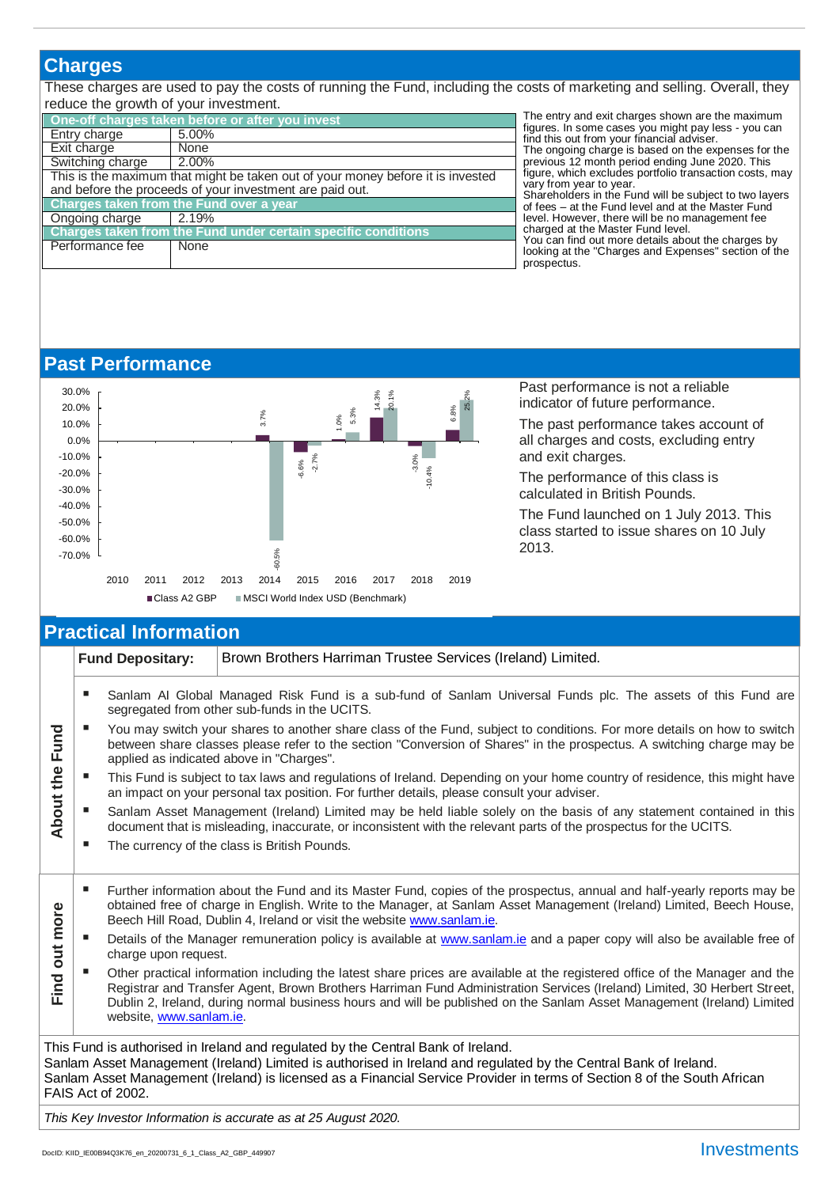## Charges

These charges are used to pay the costs of running the Fund, including the costs of marketing and selling. Overall, they reduce the growth of your investment.

| One-off charges taken before or after you invest | |
|---|---|
| Entry charge | 5.00% |
| Exit charge | None |
| Switching charge | 2.00% |
| This is the maximum that might be taken out of your money before it is invested and before the proceeds of your investment are paid out. | |
| **Charges taken from the Fund over a year** | |
| Ongoing charge | 2.19% |
| **Charges taken from the Fund under certain specific conditions** | |
| Performance fee | None |

The entry and exit charges shown are the maximum figures. In some cases you might pay less - you can find this out from your financial adviser.
The ongoing charge is based on the expenses for the previous 12 month period ending June 2020. This figure, which excludes portfolio transaction costs, may vary from year to year.
Shareholders in the Fund will be subject to two layers of fees – at the Fund level and at the Master Fund level. However, there will be no management fee charged at the Master Fund level.
You can find out more details about the charges by looking at the "Charges and Expenses" section of the prospectus.

## Past Performance

30.0%
20.0%
10.0%
0.0%
-10.0%
-20.0%
-30.0%
-40.0%
-50.0%
-60.0%
-70.0%

3.7%
-60.5%
-6.6%
-2.7%
1.0%
5.3%
14.3%
20.1%
-3.0%
-10.4%
6.8%
25.2%

2010 2011 2012 2013 2014 2015 2016 2017 2018 2019

Class A2 GBP
MSCI World Index USD (Benchmark)

Past performance is not a reliable indicator of future performance.

The past performance takes account of all charges and costs, excluding entry and exit charges.

The performance of this class is calculated in British Pounds.

The Fund launched on 1 July 2013. This class started to issue shares on 10 July 2013.

## Practical Information

**Fund Depositary:** Brown Brothers Harriman Trustee Services (Ireland) Limited.

### About the Fund

- Sanlam AI Global Managed Risk Fund is a sub-fund of Sanlam Universal Funds plc. The assets of this Fund are segregated from other sub-funds in the UCITS.
- You may switch your shares to another share class of the Fund, subject to conditions. For more details on how to switch between share classes please refer to the section "Conversion of Shares" in the prospectus. A switching charge may be applied as indicated above in "Charges".
- This Fund is subject to tax laws and regulations of Ireland. Depending on your home country of residence, this might have an impact on your personal tax position. For further details, please consult your adviser.
- Sanlam Asset Management (Ireland) Limited may be held liable solely on the basis of any statement contained in this document that is misleading, inaccurate, or inconsistent with the relevant parts of the prospectus for the UCITS.
- The currency of the class is British Pounds.

### Find out more

- Further information about the Fund and its Master Fund, copies of the prospectus, annual and half-yearly reports may be obtained free of charge in English. Write to the Manager, at Sanlam Asset Management (Ireland) Limited, Beech House, Beech Hill Road, Dublin 4, Ireland or visit the website www.sanlam.ie.
- Details of the Manager remuneration policy is available at www.sanlam.ie and a paper copy will also be available free of charge upon request.
- Other practical information including the latest share prices are available at the registered office of the Manager and the Registrar and Transfer Agent, Brown Brothers Harriman Fund Administration Services (Ireland) Limited, 30 Herbert Street, Dublin 2, Ireland, during normal business hours and will be published on the Sanlam Asset Management (Ireland) Limited website, www.sanlam.ie.

This Fund is authorised in Ireland and regulated by the Central Bank of Ireland.
Sanlam Asset Management (Ireland) Limited is authorised in Ireland and regulated by the Central Bank of Ireland.
Sanlam Asset Management (Ireland) is licensed as a Financial Service Provider in terms of Section 8 of the South African FAIS Act of 2002.

*This Key Investor Information is accurate as at 25 August 2020.*

DocID: KIID_IE00B94Q3K76_en_20200731_6_1_Class_A2_GBP_449907

Investments